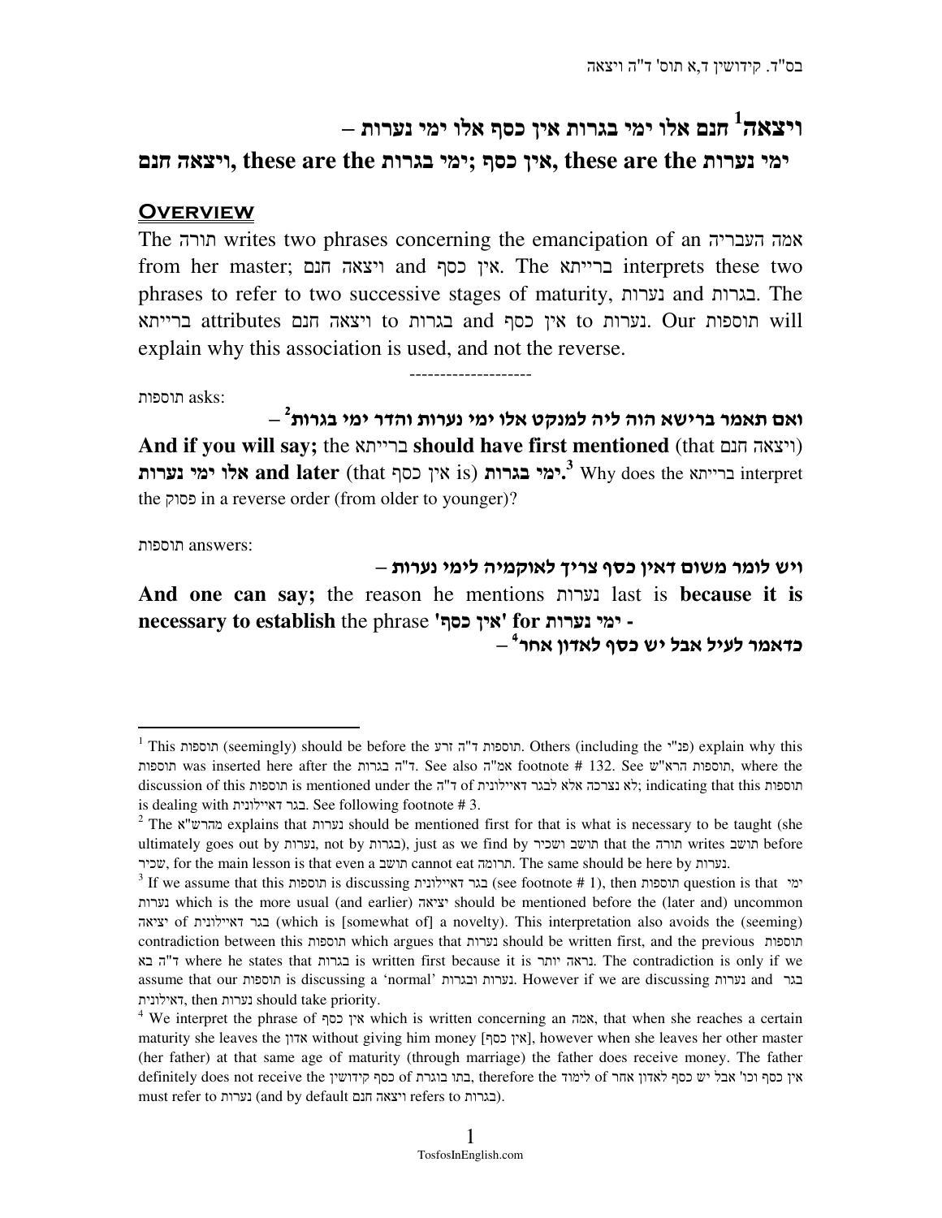# ויצאה[1] חנם אלו ימי בגרות אין כסף אלו ימי נערות –

**ויצאה חנם, these are the ימי בגרות; אין כסף, these are the ימי נערות**

## Overview

The תורה writes two phrases concerning the emancipation of an אמה העבריה from her master; ויצאה חנם and אין כסף. The ברייתא interprets these two phrases to refer to two successive stages of maturity, נערות and בגרות. The ברייתא attributes ויצאה חנם to בגרות and אין כסף to נערות. Our תוספות will explain why this association is used, and not the reverse.

--------------------

תוספות asks:

**ואם תאמר ברישא הוה ליה למנקט אלו ימי נערות והדר ימי בגרות[2] –**

**And if you will say;** the ברייתא **should have first mentioned** (that ויצאה חנם) **אלו ימי נערות and later** (that אין כסף is) **ימי בגרות.**[3] Why does the ברייתא interpret the פסוק in a reverse order (from older to younger)?

תוספות answers:

**ויש לומר משום דאין כסף צריך לאוקמיה לימי נערות –**

**And one can say;** the reason he mentions נערות last is **because it is necessary to establish** the phrase **'אין כסף' for ימי נערות -**

**כדאמר לעיל אבל יש כסף לאדון אחר[4] –**

---

[1] This תוספות (seemingly) should be before the תוספות ד"ה זרע. Others (including the פנ"י) explain why this תוספות was inserted here after the ד"ה בגרות. See also אמ"ה footnote # 132. See תוספות הרא"ש, where the discussion of this תוספות is mentioned under the ד"ה of לא נצרכה אלא לבגר דאיילונית; indicating that this תוספות is dealing with בגר דאיילונית. See following footnote # 3.

[2] The מהרש"א explains that נערות should be mentioned first for that is what is necessary to be taught (she ultimately goes out by נערות, not by בגרות), just as we find by תושב ושכיר that the תורה writes תושב before שכיר, for the main lesson is that even a תושב cannot eat תרומה. The same should be here by נערות.

[3] If we assume that this תוספות is discussing בגר דאיילונית (see footnote # 1), then תוספות question is that ימי נערות which is the more usual (and earlier) יציאה should be mentioned before the (later and) uncommon יציאה of בגר דאיילונית (which is [somewhat of] a novelty). This interpretation also avoids the (seeming) contradiction between this תוספות which argues that נערות should be written first, and the previous תוספות ד"ה בא where he states that בגרות is written first because it is נראה יותר. The contradiction is only if we assume that our תוספות is discussing a 'normal' נערות ובגרות. However if we are discussing נערות and בגר דאילונית, then נערות should take priority.

[4] We interpret the phrase of אין כסף which is written concerning an אמה, that when she reaches a certain maturity she leaves the אדון without giving him money [אין כסף], however when she leaves her other master (her father) at that same age of maturity (through marriage) the father does receive money. The father definitely does not receive the כסף קידושין of בתו בוגרת, therefore the לימוד of אין כסף וכו' אבל יש כסף לאדון אחר must refer to נערות (and by default ויצאה חנם refers to בגרות).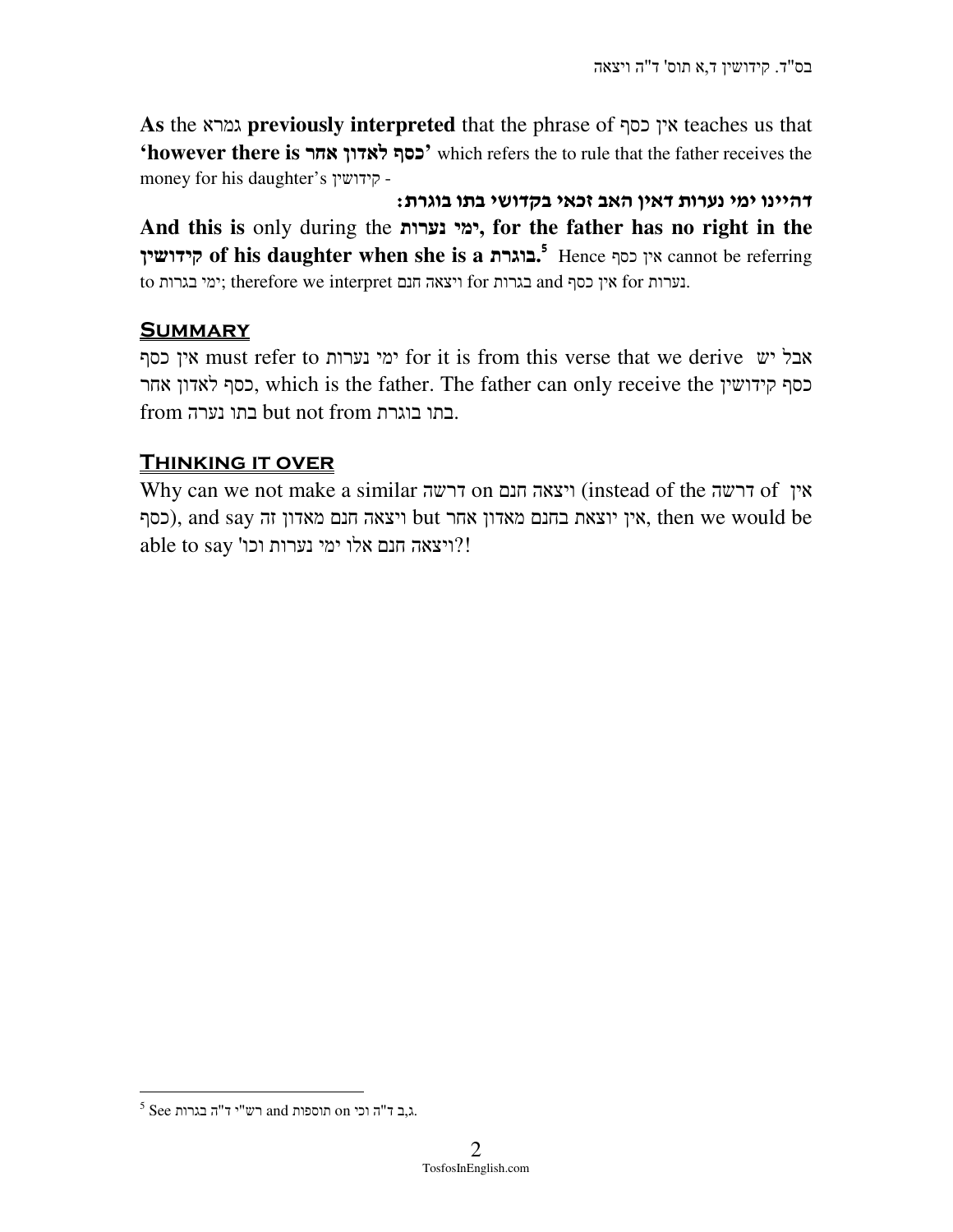**As** the גמרא **previously interpreted** that the phrase of אין כסף teaches us that **'however there is כסף לאדון אחר'** which refers the to rule that the father receives the money for his daughter's קידושין -

**:דהיינו ימי נערות דאין האב זכאי בקדושי בתו בוגרת**

**And this is** only during the **ימי נערות, for the father has no right in the קידושין of his daughter when she is a בוגרת.**[5] Hence אין כסף cannot be referring to ימי בגרות; therefore we interpret ויצאה חנם for בגרות and אין כסף for נערות.

## Summary

אין כסף must refer to ימי נערות for it is from this verse that we derive אבל יש כסף לאדון אחר, which is the father. The father can only receive the כסף קידושין from בתו נערה but not from בתו בוגרת.

## Thinking it over

Why can we not make a similar דרשה on ויצאה חנם (instead of the דרשה of אין כסף), and say ויצאה חנם מאדון זה but אין יוצאת בחנם מאדון אחר, then we would be able to say ויצאה חנם אלו ימי נערות וכו'?!

---

[5] See רש"י ד"ה בגרות and תוספות on ג,ב ד"ה וכי.